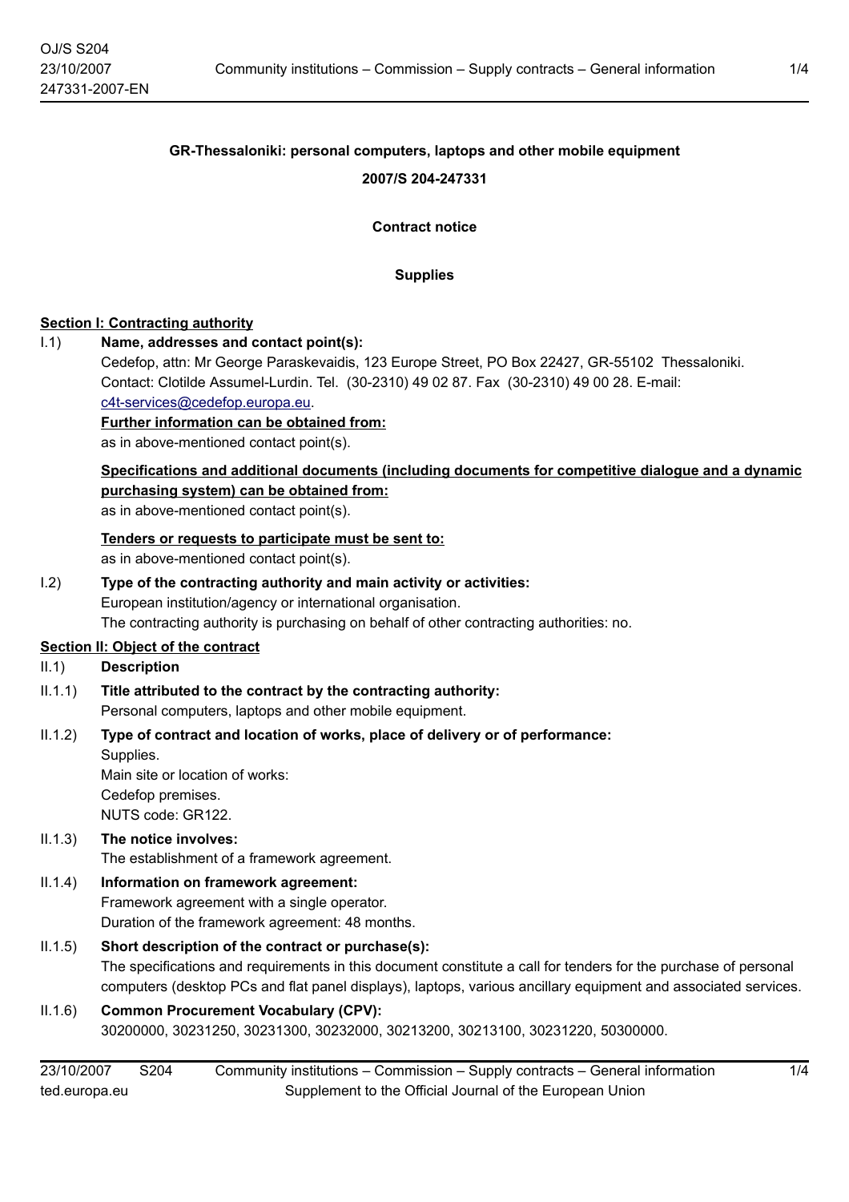**GR-Thessaloniki: personal computers, laptops and other mobile equipment**

**2007/S 204-247331**

**Contract notice**

**Supplies**

**Section I: Contracting authority**

I.1) **Name, addresses and contact point(s):**

Cedefop, attn: Mr George Paraskevaidis, 123 Europe Street, PO Box 22427, GR-55102 Thessaloniki. Contact: Clotilde Assumel-Lurdin. Tel. (30-2310) 49 02 87. Fax (30-2310) 49 00 28. E-mail: c4t-services@cedefop.europa.eu.

**Further information can be obtained from:**

as in above-mentioned contact point(s).

**Specifications and additional documents (including documents for competitive dialogue and a dynamic purchasing system) can be obtained from:**

as in above-mentioned contact point(s).

**Tenders or requests to participate must be sent to:**

as in above-mentioned contact point(s).

I.2) **Type of the contracting authority and main activity or activities:**

European institution/agency or international organisation.

The contracting authority is purchasing on behalf of other contracting authorities: no.

**Section II: Object of the contract**

II.1) **Description**

II.1.1) **Title attributed to the contract by the contracting authority:**

Personal computers, laptops and other mobile equipment.

II.1.2) **Type of contract and location of works, place of delivery or of performance:**

Supplies.

Main site or location of works:

Cedefop premises.

NUTS code: GR122.

II.1.3) **The notice involves:**

The establishment of a framework agreement.

II.1.4) **Information on framework agreement:**

Framework agreement with a single operator.

Duration of the framework agreement: 48 months.

II.1.5) **Short description of the contract or purchase(s):**

The specifications and requirements in this document constitute a call for tenders for the purchase of personal computers (desktop PCs and flat panel displays), laptops, various ancillary equipment and associated services.

II.1.6) **Common Procurement Vocabulary (CPV):**

30200000, 30231250, 30231300, 30232000, 30213200, 30213100, 30231220, 50300000.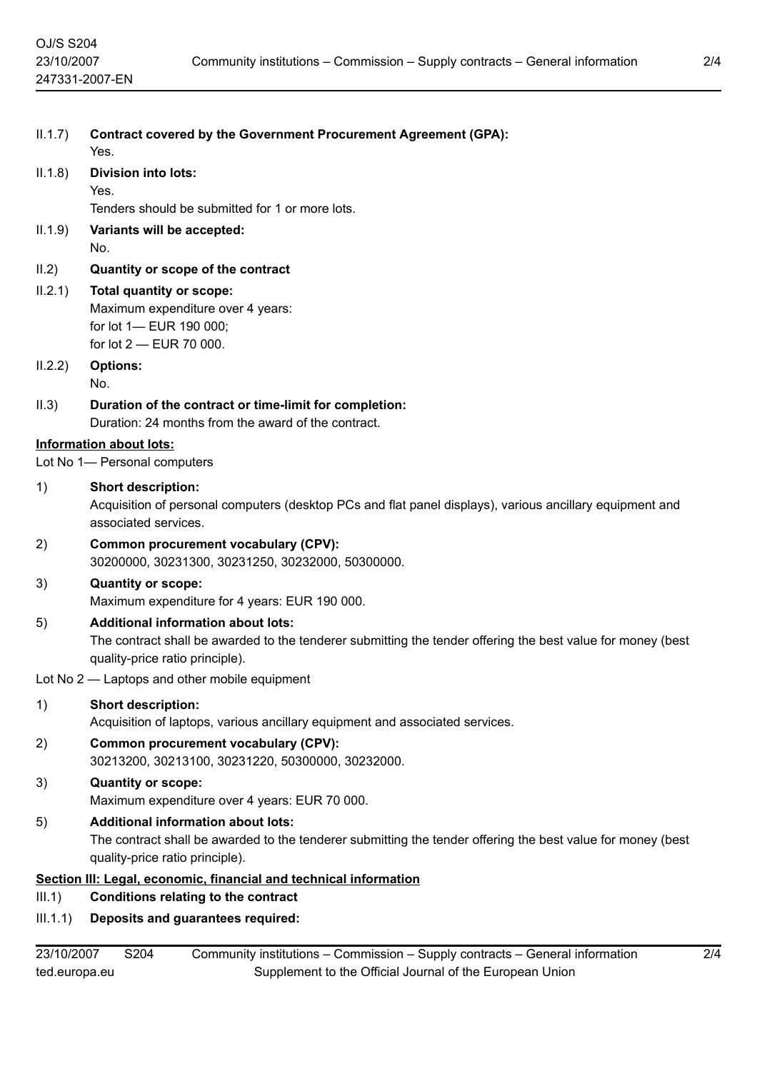II.1.7) **Contract covered by the Government Procurement Agreement (GPA):**
Yes.

II.1.8) **Division into lots:**
Yes.
Tenders should be submitted for 1 or more lots.

II.1.9) **Variants will be accepted:**
No.

II.2) **Quantity or scope of the contract**

II.2.1) **Total quantity or scope:**
Maximum expenditure over 4 years:
for lot 1— EUR 190 000;
for lot 2 — EUR 70 000.

II.2.2) **Options:**
No.

II.3) **Duration of the contract or time-limit for completion:**
Duration: 24 months from the award of the contract.

**Information about lots:**

Lot No 1— Personal computers

1) **Short description:**
Acquisition of personal computers (desktop PCs and flat panel displays), various ancillary equipment and associated services.

2) **Common procurement vocabulary (CPV):**
30200000, 30231300, 30231250, 30232000, 50300000.

3) **Quantity or scope:**
Maximum expenditure for 4 years: EUR 190 000.

5) **Additional information about lots:**
The contract shall be awarded to the tenderer submitting the tender offering the best value for money (best quality-price ratio principle).

Lot No 2 — Laptops and other mobile equipment

1) **Short description:**
Acquisition of laptops, various ancillary equipment and associated services.

2) **Common procurement vocabulary (CPV):**
30213200, 30213100, 30231220, 50300000, 30232000.

3) **Quantity or scope:**
Maximum expenditure over 4 years: EUR 70 000.

5) **Additional information about lots:**
The contract shall be awarded to the tenderer submitting the tender offering the best value for money (best quality-price ratio principle).

**Section III: Legal, economic, financial and technical information**

III.1) **Conditions relating to the contract**

III.1.1) **Deposits and guarantees required:**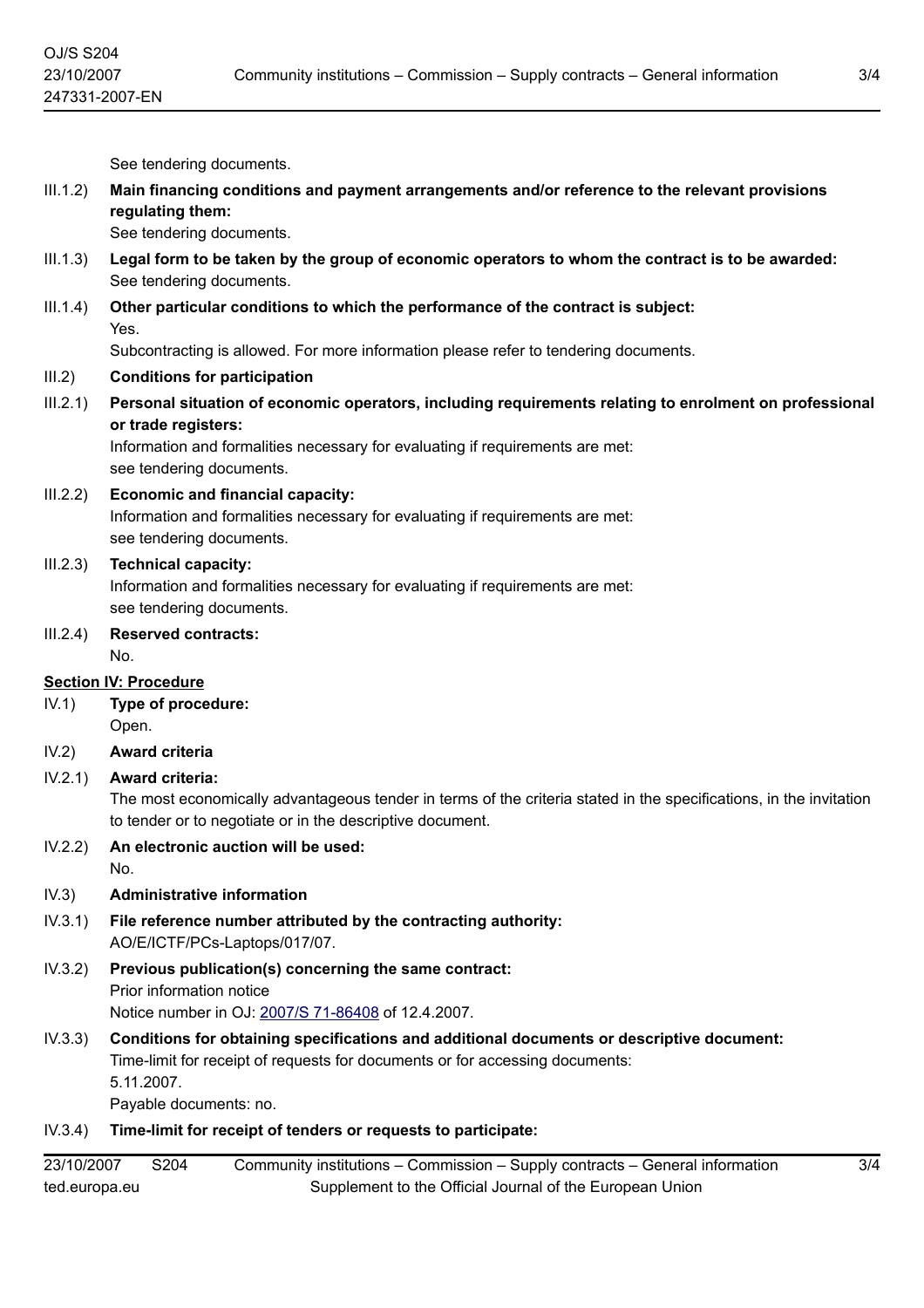See tendering documents.

III.1.2) **Main financing conditions and payment arrangements and/or reference to the relevant provisions regulating them:**
See tendering documents.

III.1.3) **Legal form to be taken by the group of economic operators to whom the contract is to be awarded:**
See tendering documents.

III.1.4) **Other particular conditions to which the performance of the contract is subject:**
Yes.
Subcontracting is allowed. For more information please refer to tendering documents.

III.2) **Conditions for participation**

III.2.1) **Personal situation of economic operators, including requirements relating to enrolment on professional or trade registers:**
Information and formalities necessary for evaluating if requirements are met:
see tendering documents.

III.2.2) **Economic and financial capacity:**
Information and formalities necessary for evaluating if requirements are met:
see tendering documents.

III.2.3) **Technical capacity:**
Information and formalities necessary for evaluating if requirements are met:
see tendering documents.

III.2.4) **Reserved contracts:**
No.

## Section IV: Procedure

IV.1) **Type of procedure:**
Open.

IV.2) **Award criteria**

IV.2.1) **Award criteria:**
The most economically advantageous tender in terms of the criteria stated in the specifications, in the invitation to tender or to negotiate or in the descriptive document.

IV.2.2) **An electronic auction will be used:**
No.

IV.3) **Administrative information**

IV.3.1) **File reference number attributed by the contracting authority:**
AO/E/ICTF/PCs-Laptops/017/07.

IV.3.2) **Previous publication(s) concerning the same contract:**
Prior information notice
Notice number in OJ: 2007/S 71-86408 of 12.4.2007.

IV.3.3) **Conditions for obtaining specifications and additional documents or descriptive document:**
Time-limit for receipt of requests for documents or for accessing documents:
5.11.2007.
Payable documents: no.

IV.3.4) **Time-limit for receipt of tenders or requests to participate:**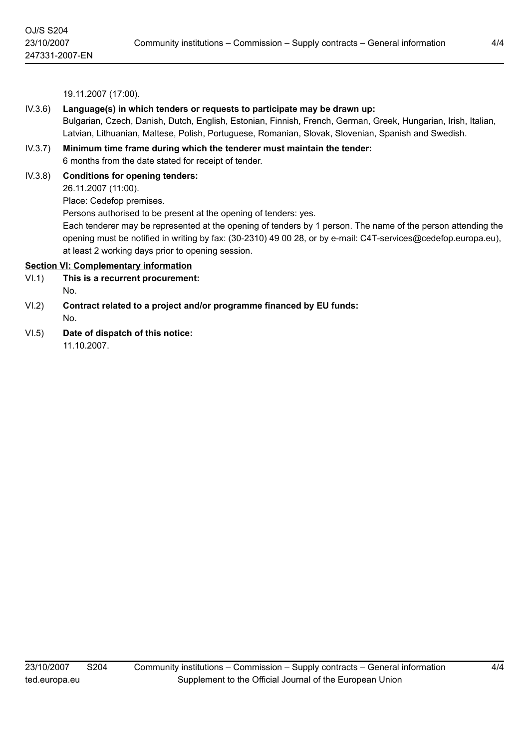19.11.2007 (17:00).

IV.3.6) **Language(s) in which tenders or requests to participate may be drawn up:**
Bulgarian, Czech, Danish, Dutch, English, Estonian, Finnish, French, German, Greek, Hungarian, Irish, Italian, Latvian, Lithuanian, Maltese, Polish, Portuguese, Romanian, Slovak, Slovenian, Spanish and Swedish.

IV.3.7) **Minimum time frame during which the tenderer must maintain the tender:**
6 months from the date stated for receipt of tender.

IV.3.8) **Conditions for opening tenders:**
26.11.2007 (11:00).
Place: Cedefop premises.
Persons authorised to be present at the opening of tenders: yes.
Each tenderer may be represented at the opening of tenders by 1 person. The name of the person attending the opening must be notified in writing by fax: (30-2310) 49 00 28, or by e-mail: C4T-services@cedefop.europa.eu), at least 2 working days prior to opening session.

## Section VI: Complementary information

VI.1) **This is a recurrent procurement:**
No.

VI.2) **Contract related to a project and/or programme financed by EU funds:**
No.

VI.5) **Date of dispatch of this notice:**
11.10.2007.